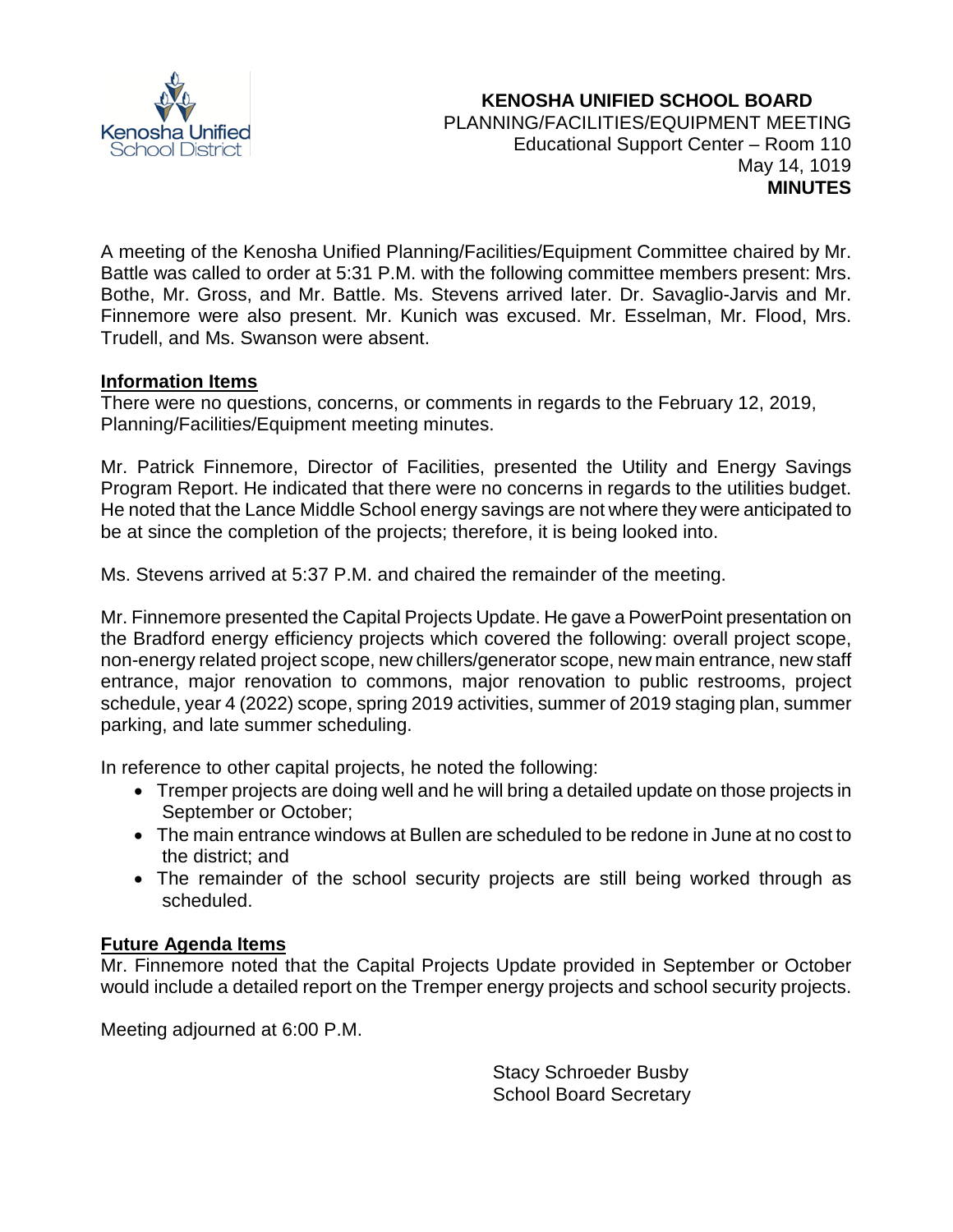Kenosha Unified School District

**KENOSHA UNIFIED SCHOOL BOARD**
PLANNING/FACILITIES/EQUIPMENT MEETING
Educational Support Center – Room 110
May 14, 1019
**MINUTES**

A meeting of the Kenosha Unified Planning/Facilities/Equipment Committee chaired by Mr. Battle was called to order at 5:31 P.M. with the following committee members present: Mrs. Bothe, Mr. Gross, and Mr. Battle. Ms. Stevens arrived later. Dr. Savaglio-Jarvis and Mr. Finnemore were also present. Mr. Kunich was excused. Mr. Esselman, Mr. Flood, Mrs. Trudell, and Ms. Swanson were absent.

## Information Items

There were no questions, concerns, or comments in regards to the February 12, 2019, Planning/Facilities/Equipment meeting minutes.

Mr. Patrick Finnemore, Director of Facilities, presented the Utility and Energy Savings Program Report. He indicated that there were no concerns in regards to the utilities budget. He noted that the Lance Middle School energy savings are not where they were anticipated to be at since the completion of the projects; therefore, it is being looked into.

Ms. Stevens arrived at 5:37 P.M. and chaired the remainder of the meeting.

Mr. Finnemore presented the Capital Projects Update. He gave a PowerPoint presentation on the Bradford energy efficiency projects which covered the following: overall project scope, non-energy related project scope, new chillers/generator scope, new main entrance, new staff entrance, major renovation to commons, major renovation to public restrooms, project schedule, year 4 (2022) scope, spring 2019 activities, summer of 2019 staging plan, summer parking, and late summer scheduling.

In reference to other capital projects, he noted the following:

- Tremper projects are doing well and he will bring a detailed update on those projects in September or October;
- The main entrance windows at Bullen are scheduled to be redone in June at no cost to the district; and
- The remainder of the school security projects are still being worked through as scheduled.

## Future Agenda Items

Mr. Finnemore noted that the Capital Projects Update provided in September or October would include a detailed report on the Tremper energy projects and school security projects.

Meeting adjourned at 6:00 P.M.

Stacy Schroeder Busby
School Board Secretary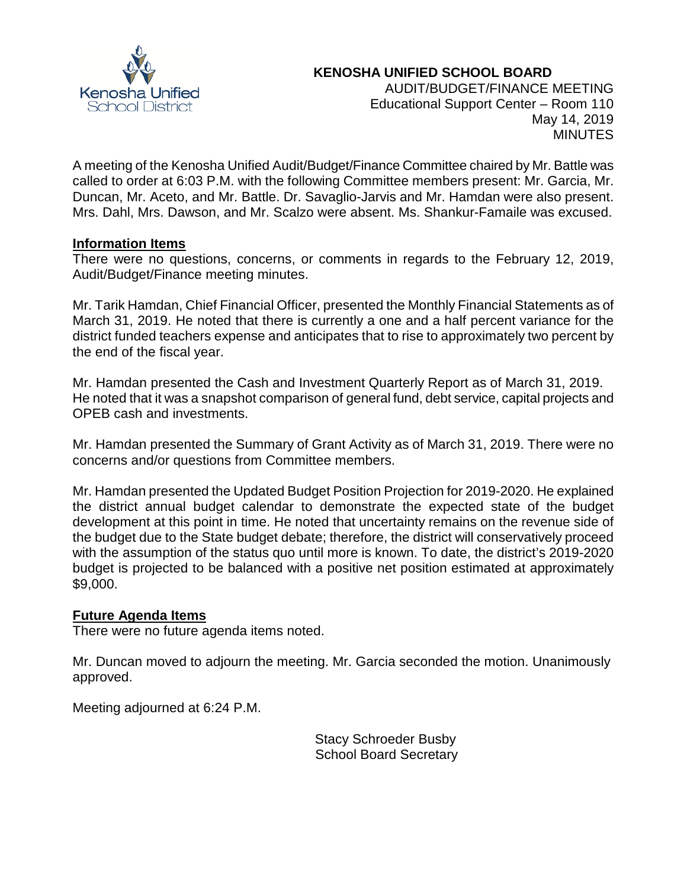**KENOSHA UNIFIED SCHOOL BOARD**

AUDIT/BUDGET/FINANCE MEETING
Educational Support Center – Room 110
May 14, 2019
MINUTES

A meeting of the Kenosha Unified Audit/Budget/Finance Committee chaired by Mr. Battle was called to order at 6:03 P.M. with the following Committee members present: Mr. Garcia, Mr. Duncan, Mr. Aceto, and Mr. Battle. Dr. Savaglio-Jarvis and Mr. Hamdan were also present. Mrs. Dahl, Mrs. Dawson, and Mr. Scalzo were absent. Ms. Shankur-Famaile was excused.

**Information Items**

There were no questions, concerns, or comments in regards to the February 12, 2019, Audit/Budget/Finance meeting minutes.

Mr. Tarik Hamdan, Chief Financial Officer, presented the Monthly Financial Statements as of March 31, 2019. He noted that there is currently a one and a half percent variance for the district funded teachers expense and anticipates that to rise to approximately two percent by the end of the fiscal year.

Mr. Hamdan presented the Cash and Investment Quarterly Report as of March 31, 2019. He noted that it was a snapshot comparison of general fund, debt service, capital projects and OPEB cash and investments.

Mr. Hamdan presented the Summary of Grant Activity as of March 31, 2019. There were no concerns and/or questions from Committee members.

Mr. Hamdan presented the Updated Budget Position Projection for 2019-2020. He explained the district annual budget calendar to demonstrate the expected state of the budget development at this point in time. He noted that uncertainty remains on the revenue side of the budget due to the State budget debate; therefore, the district will conservatively proceed with the assumption of the status quo until more is known. To date, the district's 2019-2020 budget is projected to be balanced with a positive net position estimated at approximately $9,000.

**Future Agenda Items**

There were no future agenda items noted.

Mr. Duncan moved to adjourn the meeting. Mr. Garcia seconded the motion. Unanimously approved.

Meeting adjourned at 6:24 P.M.

Stacy Schroeder Busby
School Board Secretary